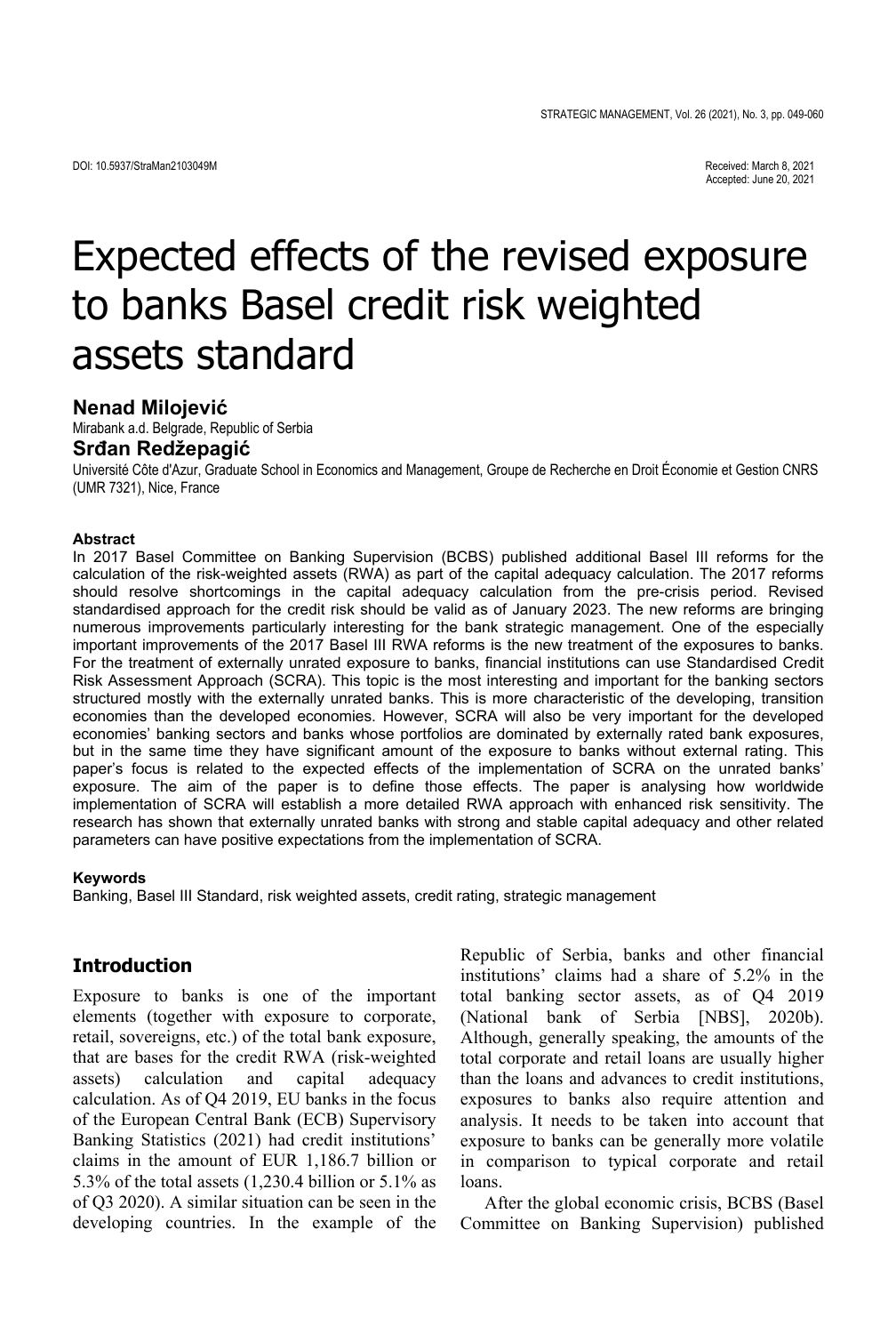DOI: 10.5937/StraMan2103049M

Received: March 8, 2021
Accepted: June 20, 2021

# Expected effects of the revised exposure to banks Basel credit risk weighted assets standard

**Nenad Milojević**
Mirabank a.d. Belgrade, Republic of Serbia

**Srđan Redžepagić**
Université Côte d'Azur, Graduate School in Economics and Management, Groupe de Recherche en Droit Économie et Gestion CNRS (UMR 7321), Nice, France

### Abstract

In 2017 Basel Committee on Banking Supervision (BCBS) published additional Basel III reforms for the calculation of the risk-weighted assets (RWA) as part of the capital adequacy calculation. The 2017 reforms should resolve shortcomings in the capital adequacy calculation from the pre-crisis period. Revised standardised approach for the credit risk should be valid as of January 2023. The new reforms are bringing numerous improvements particularly interesting for the bank strategic management. One of the especially important improvements of the 2017 Basel III RWA reforms is the new treatment of the exposures to banks. For the treatment of externally unrated exposure to banks, financial institutions can use Standardised Credit Risk Assessment Approach (SCRA). This topic is the most interesting and important for the banking sectors structured mostly with the externally unrated banks. This is more characteristic of the developing, transition economies than the developed economies. However, SCRA will also be very important for the developed economies' banking sectors and banks whose portfolios are dominated by externally rated bank exposures, but in the same time they have significant amount of the exposure to banks without external rating. This paper's focus is related to the expected effects of the implementation of SCRA on the unrated banks' exposure. The aim of the paper is to define those effects. The paper is analysing how worldwide implementation of SCRA will establish a more detailed RWA approach with enhanced risk sensitivity. The research has shown that externally unrated banks with strong and stable capital adequacy and other related parameters can have positive expectations from the implementation of SCRA.

### Keywords

Banking, Basel III Standard, risk weighted assets, credit rating, strategic management

## Introduction

Exposure to banks is one of the important elements (together with exposure to corporate, retail, sovereigns, etc.) of the total bank exposure, that are bases for the credit RWA (risk-weighted assets) calculation and capital adequacy calculation. As of Q4 2019, EU banks in the focus of the European Central Bank (ECB) Supervisory Banking Statistics (2021) had credit institutions' claims in the amount of EUR 1,186.7 billion or 5.3% of the total assets (1,230.4 billion or 5.1% as of Q3 2020). A similar situation can be seen in the developing countries. In the example of the Republic of Serbia, banks and other financial institutions' claims had a share of 5.2% in the total banking sector assets, as of Q4 2019 (National bank of Serbia [NBS], 2020b). Although, generally speaking, the amounts of the total corporate and retail loans are usually higher than the loans and advances to credit institutions, exposures to banks also require attention and analysis. It needs to be taken into account that exposure to banks can be generally more volatile in comparison to typical corporate and retail loans.

After the global economic crisis, BCBS (Basel Committee on Banking Supervision) published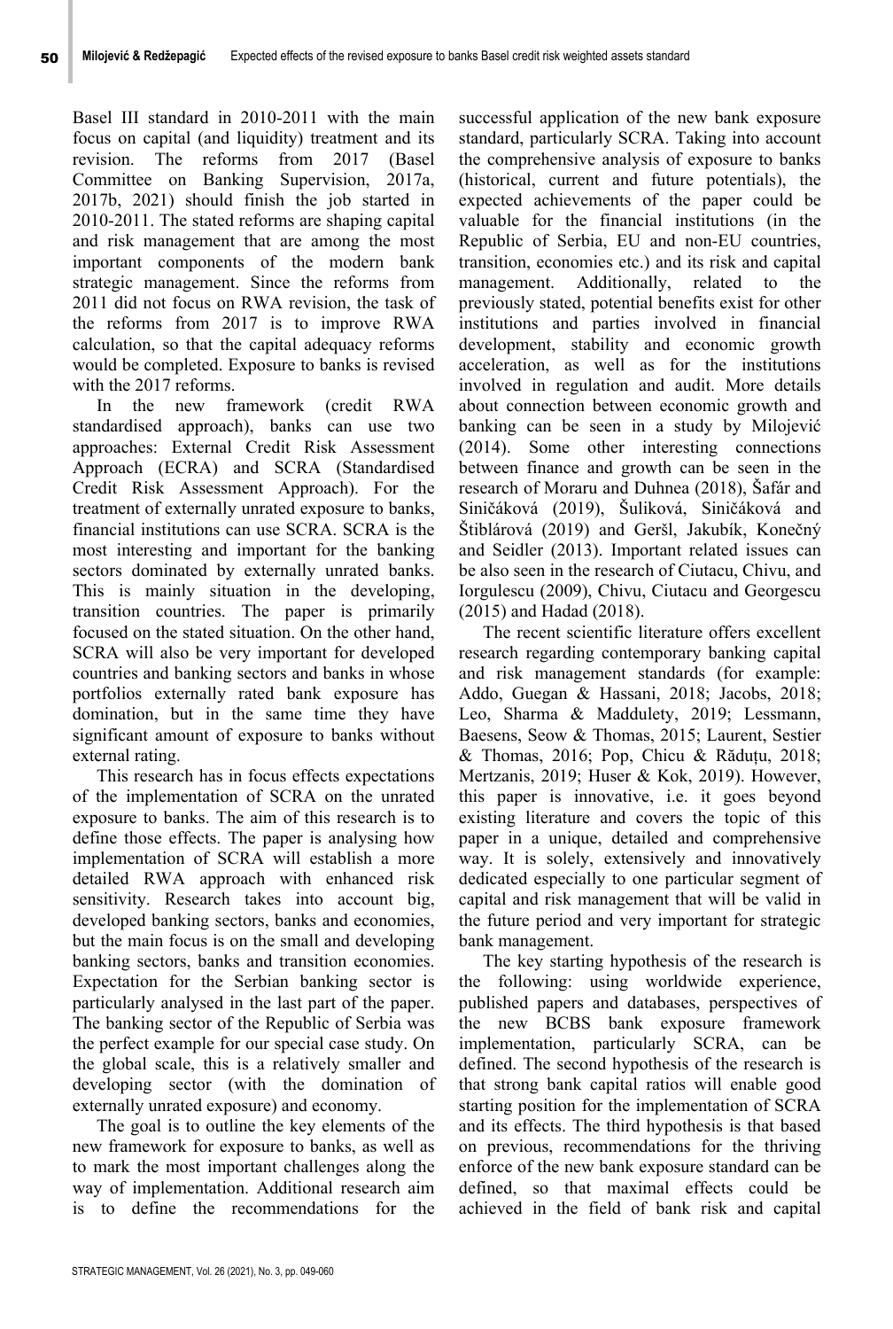Basel III standard in 2010-2011 with the main focus on capital (and liquidity) treatment and its revision. The reforms from 2017 (Basel Committee on Banking Supervision, 2017a, 2017b, 2021) should finish the job started in 2010-2011. The stated reforms are shaping capital and risk management that are among the most important components of the modern bank strategic management. Since the reforms from 2011 did not focus on RWA revision, the task of the reforms from 2017 is to improve RWA calculation, so that the capital adequacy reforms would be completed. Exposure to banks is revised with the 2017 reforms.

In the new framework (credit RWA standardised approach), banks can use two approaches: External Credit Risk Assessment Approach (ECRA) and SCRA (Standardised Credit Risk Assessment Approach). For the treatment of externally unrated exposure to banks, financial institutions can use SCRA. SCRA is the most interesting and important for the banking sectors dominated by externally unrated banks. This is mainly situation in the developing, transition countries. The paper is primarily focused on the stated situation. On the other hand, SCRA will also be very important for developed countries and banking sectors and banks in whose portfolios externally rated bank exposure has domination, but in the same time they have significant amount of exposure to banks without external rating.

This research has in focus effects expectations of the implementation of SCRA on the unrated exposure to banks. The aim of this research is to define those effects. The paper is analysing how implementation of SCRA will establish a more detailed RWA approach with enhanced risk sensitivity. Research takes into account big, developed banking sectors, banks and economies, but the main focus is on the small and developing banking sectors, banks and transition economies. Expectation for the Serbian banking sector is particularly analysed in the last part of the paper. The banking sector of the Republic of Serbia was the perfect example for our special case study. On the global scale, this is a relatively smaller and developing sector (with the domination of externally unrated exposure) and economy.

The goal is to outline the key elements of the new framework for exposure to banks, as well as to mark the most important challenges along the way of implementation. Additional research aim is to define the recommendations for the successful application of the new bank exposure standard, particularly SCRA. Taking into account the comprehensive analysis of exposure to banks (historical, current and future potentials), the expected achievements of the paper could be valuable for the financial institutions (in the Republic of Serbia, EU and non-EU countries, transition, economies etc.) and its risk and capital management. Additionally, related to the previously stated, potential benefits exist for other institutions and parties involved in financial development, stability and economic growth acceleration, as well as for the institutions involved in regulation and audit. More details about connection between economic growth and banking can be seen in a study by Milojević (2014). Some other interesting connections between finance and growth can be seen in the research of Moraru and Duhnea (2018), Šafár and Siničáková (2019), Šuliková, Siničáková and Štiblárová (2019) and Geršl, Jakubík, Konečný and Seidler (2013). Important related issues can be also seen in the research of Ciutacu, Chivu, and Iorgulescu (2009), Chivu, Ciutacu and Georgescu (2015) and Hadad (2018).

The recent scientific literature offers excellent research regarding contemporary banking capital and risk management standards (for example: Addo, Guegan & Hassani, 2018; Jacobs, 2018; Leo, Sharma & Maddulety, 2019; Lessmann, Baesens, Seow & Thomas, 2015; Laurent, Sestier & Thomas, 2016; Pop, Chicu & Răduțu, 2018; Mertzanis, 2019; Huser & Kok, 2019). However, this paper is innovative, i.e. it goes beyond existing literature and covers the topic of this paper in a unique, detailed and comprehensive way. It is solely, extensively and innovatively dedicated especially to one particular segment of capital and risk management that will be valid in the future period and very important for strategic bank management.

The key starting hypothesis of the research is the following: using worldwide experience, published papers and databases, perspectives of the new BCBS bank exposure framework implementation, particularly SCRA, can be defined. The second hypothesis of the research is that strong bank capital ratios will enable good starting position for the implementation of SCRA and its effects. The third hypothesis is that based on previous, recommendations for the thriving enforce of the new bank exposure standard can be defined, so that maximal effects could be achieved in the field of bank risk and capital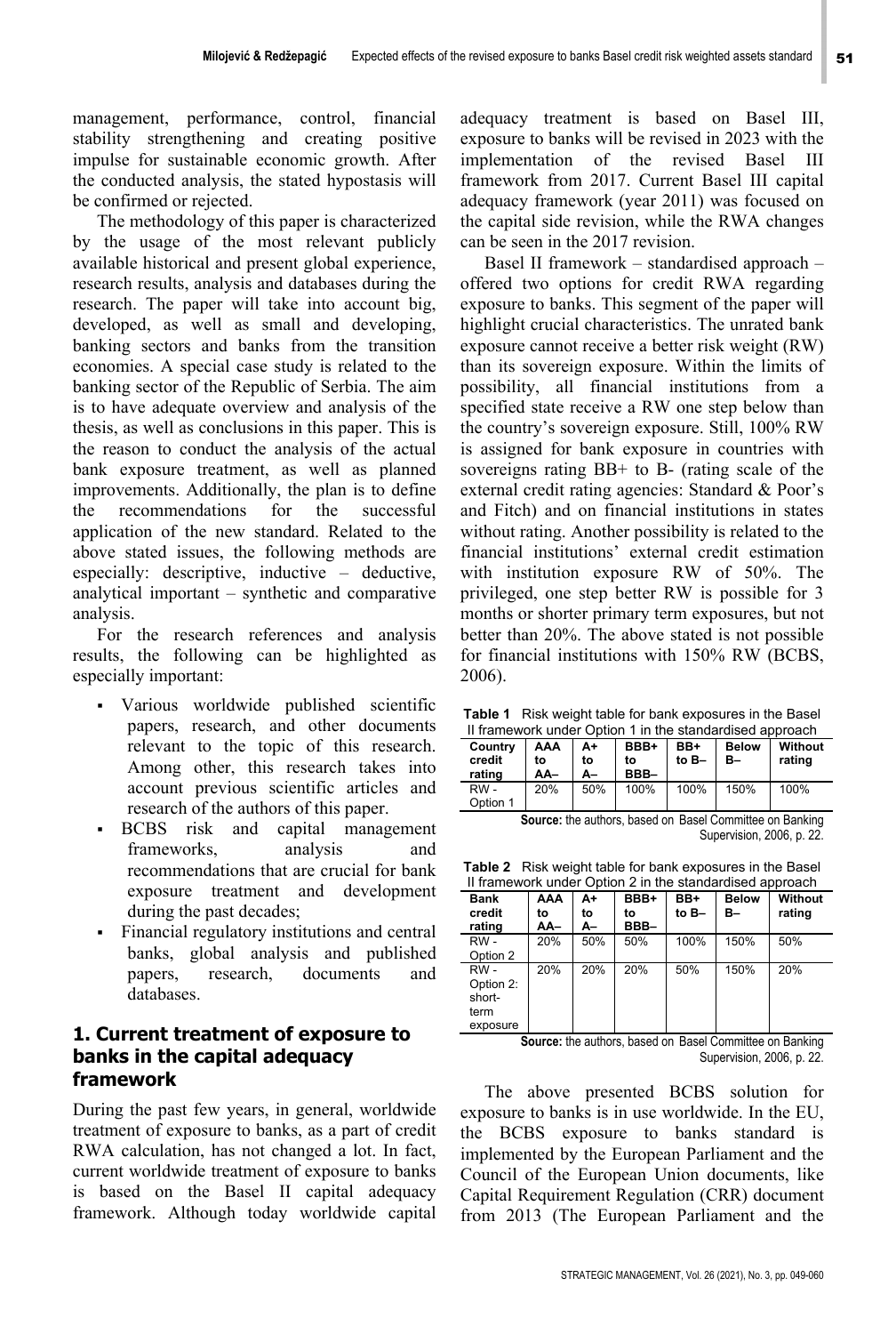management, performance, control, financial stability strengthening and creating positive impulse for sustainable economic growth. After the conducted analysis, the stated hypostasis will be confirmed or rejected.

The methodology of this paper is characterized by the usage of the most relevant publicly available historical and present global experience, research results, analysis and databases during the research. The paper will take into account big, developed, as well as small and developing, banking sectors and banks from the transition economies. A special case study is related to the banking sector of the Republic of Serbia. The aim is to have adequate overview and analysis of the thesis, as well as conclusions in this paper. This is the reason to conduct the analysis of the actual bank exposure treatment, as well as planned improvements. Additionally, the plan is to define the recommendations for the successful application of the new standard. Related to the above stated issues, the following methods are especially: descriptive, inductive – deductive, analytical important – synthetic and comparative analysis.

For the research references and analysis results, the following can be highlighted as especially important:

- Various worldwide published scientific papers, research, and other documents relevant to the topic of this research. Among other, this research takes into account previous scientific articles and research of the authors of this paper.
- BCBS risk and capital management frameworks, analysis and recommendations that are crucial for bank exposure treatment and development during the past decades;
- Financial regulatory institutions and central banks, global analysis and published papers, research, documents and databases.

## 1. Current treatment of exposure to banks in the capital adequacy framework

During the past few years, in general, worldwide treatment of exposure to banks, as a part of credit RWA calculation, has not changed a lot. In fact, current worldwide treatment of exposure to banks is based on the Basel II capital adequacy framework. Although today worldwide capital adequacy treatment is based on Basel III, exposure to banks will be revised in 2023 with the implementation of the revised Basel III framework from 2017. Current Basel III capital adequacy framework (year 2011) was focused on the capital side revision, while the RWA changes can be seen in the 2017 revision.

Basel II framework – standardised approach – offered two options for credit RWA regarding exposure to banks. This segment of the paper will highlight crucial characteristics. The unrated bank exposure cannot receive a better risk weight (RW) than its sovereign exposure. Within the limits of possibility, all financial institutions from a specified state receive a RW one step below than the country's sovereign exposure. Still, 100% RW is assigned for bank exposure in countries with sovereigns rating BB+ to B- (rating scale of the external credit rating agencies: Standard & Poor's and Fitch) and on financial institutions in states without rating. Another possibility is related to the financial institutions' external credit estimation with institution exposure RW of 50%. The privileged, one step better RW is possible for 3 months or shorter primary term exposures, but not better than 20%. The above stated is not possible for financial institutions with 150% RW (BCBS, 2006).

**Table 1** Risk weight table for bank exposures in the Basel II framework under Option 1 in the standardised approach

| Country credit rating | AAA to AA– | A+ to A– | BBB+ to BBB– | BB+ to B– | Below B– | Without rating |
|---|---|---|---|---|---|---|
| RW - Option 1 | 20% | 50% | 100% | 100% | 150% | 100% |

**Source:** the authors, based on Basel Committee on Banking Supervision, 2006, p. 22.

**Table 2** Risk weight table for bank exposures in the Basel II framework under Option 2 in the standardised approach

| Bank credit rating | AAA to AA– | A+ to A– | BBB+ to BBB– | BB+ to B– | Below B– | Without rating |
|---|---|---|---|---|---|---|
| RW - Option 2 | 20% | 50% | 50% | 100% | 150% | 50% |
| RW - Option 2: short-term exposure | 20% | 20% | 20% | 50% | 150% | 20% |

**Source:** the authors, based on Basel Committee on Banking Supervision, 2006, p. 22.

The above presented BCBS solution for exposure to banks is in use worldwide. In the EU, the BCBS exposure to banks standard is implemented by the European Parliament and the Council of the European Union documents, like Capital Requirement Regulation (CRR) document from 2013 (The European Parliament and the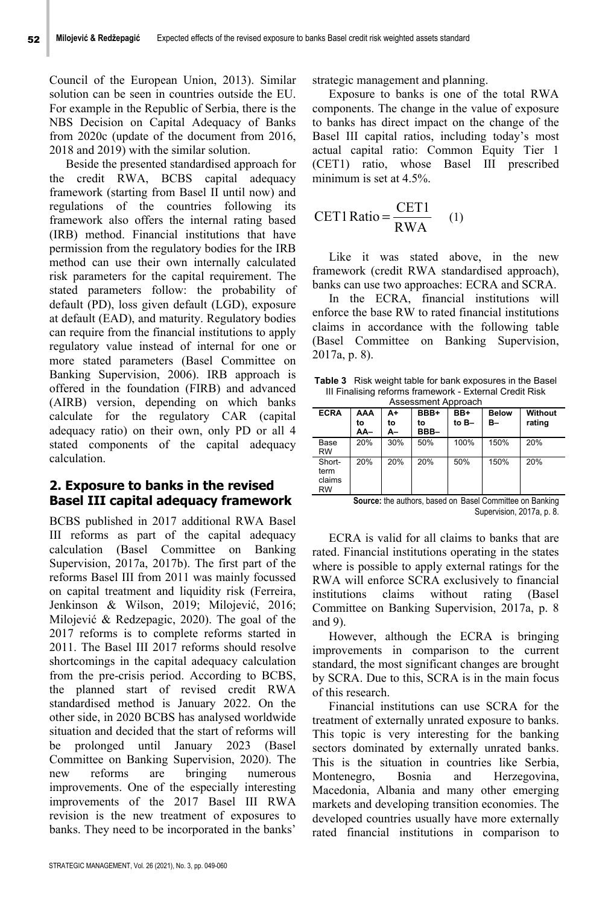Council of the European Union, 2013). Similar solution can be seen in countries outside the EU. For example in the Republic of Serbia, there is the NBS Decision on Capital Adequacy of Banks from 2020c (update of the document from 2016, 2018 and 2019) with the similar solution.

Beside the presented standardised approach for the credit RWA, BCBS capital adequacy framework (starting from Basel II until now) and regulations of the countries following its framework also offers the internal rating based (IRB) method. Financial institutions that have permission from the regulatory bodies for the IRB method can use their own internally calculated risk parameters for the capital requirement. The stated parameters follow: the probability of default (PD), loss given default (LGD), exposure at default (EAD), and maturity. Regulatory bodies can require from the financial institutions to apply regulatory value instead of internal for one or more stated parameters (Basel Committee on Banking Supervision, 2006). IRB approach is offered in the foundation (FIRB) and advanced (AIRB) version, depending on which banks calculate for the regulatory CAR (capital adequacy ratio) on their own, only PD or all 4 stated components of the capital adequacy calculation.

## 2. Exposure to banks in the revised Basel III capital adequacy framework

BCBS published in 2017 additional RWA Basel III reforms as part of the capital adequacy calculation (Basel Committee on Banking Supervision, 2017a, 2017b). The first part of the reforms Basel III from 2011 was mainly focussed on capital treatment and liquidity risk (Ferreira, Jenkinson & Wilson, 2019; Milojević, 2016; Milojević & Redzepagic, 2020). The goal of the 2017 reforms is to complete reforms started in 2011. The Basel III 2017 reforms should resolve shortcomings in the capital adequacy calculation from the pre-crisis period. According to BCBS, the planned start of revised credit RWA standardised method is January 2022. On the other side, in 2020 BCBS has analysed worldwide situation and decided that the start of reforms will be prolonged until January 2023 (Basel Committee on Banking Supervision, 2020). The new reforms are bringing numerous improvements. One of the especially interesting improvements of the 2017 Basel III RWA revision is the new treatment of exposures to banks. They need to be incorporated in the banks' strategic management and planning.

Exposure to banks is one of the total RWA components. The change in the value of exposure to banks has direct impact on the change of the Basel III capital ratios, including today's most actual capital ratio: Common Equity Tier 1 (CET1) ratio, whose Basel III prescribed minimum is set at 4.5%.

$$\text{CET1 Ratio} = \frac{\text{CET1}}{\text{RWA}} \quad (1)$$

Like it was stated above, in the new framework (credit RWA standardised approach), banks can use two approaches: ECRA and SCRA.

In the ECRA, financial institutions will enforce the base RW to rated financial institutions claims in accordance with the following table (Basel Committee on Banking Supervision, 2017a, p. 8).

**Table 3** Risk weight table for bank exposures in the Basel III Finalising reforms framework - External Credit Risk Assessment Approach

| ECRA | AAA to AA– | A+ to A– | BBB+ to BBB– | BB+ to B– | Below B– | Without rating |
|---|---|---|---|---|---|---|
| Base RW | 20% | 30% | 50% | 100% | 150% | 20% |
| Short-term claims RW | 20% | 20% | 20% | 50% | 150% | 20% |

**Source:** the authors, based on Basel Committee on Banking Supervision, 2017a, p. 8.

ECRA is valid for all claims to banks that are rated. Financial institutions operating in the states where is possible to apply external ratings for the RWA will enforce SCRA exclusively to financial institutions claims without rating (Basel Committee on Banking Supervision, 2017a, p. 8 and 9).

However, although the ECRA is bringing improvements in comparison to the current standard, the most significant changes are brought by SCRA. Due to this, SCRA is in the main focus of this research.

Financial institutions can use SCRA for the treatment of externally unrated exposure to banks. This topic is very interesting for the banking sectors dominated by externally unrated banks. This is the situation in countries like Serbia, Montenegro, Bosnia and Herzegovina, Macedonia, Albania and many other emerging markets and developing transition economies. The developed countries usually have more externally rated financial institutions in comparison to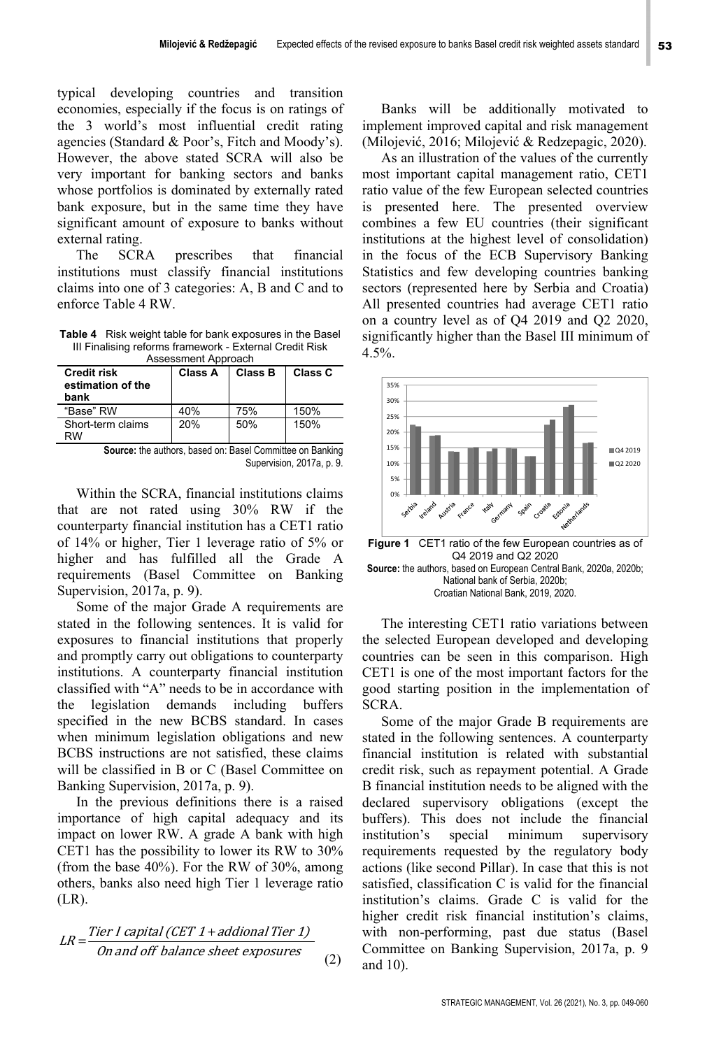typical developing countries and transition economies, especially if the focus is on ratings of the 3 world's most influential credit rating agencies (Standard & Poor's, Fitch and Moody's). However, the above stated SCRA will also be very important for banking sectors and banks whose portfolios is dominated by externally rated bank exposure, but in the same time they have significant amount of exposure to banks without external rating.

The SCRA prescribes that financial institutions must classify financial institutions claims into one of 3 categories: A, B and C and to enforce Table 4 RW.

**Table 4** Risk weight table for bank exposures in the Basel III Finalising reforms framework - External Credit Risk Assessment Approach

| Credit risk estimation of the bank | Class A | Class B | Class C |
|---|---|---|---|
| "Base" RW | 40% | 75% | 150% |
| Short-term claims RW | 20% | 50% | 150% |

**Source:** the authors, based on: Basel Committee on Banking Supervision, 2017a, p. 9.

Within the SCRA, financial institutions claims that are not rated using 30% RW if the counterparty financial institution has a CET1 ratio of 14% or higher, Tier 1 leverage ratio of 5% or higher and has fulfilled all the Grade A requirements (Basel Committee on Banking Supervision, 2017a, p. 9).

Some of the major Grade A requirements are stated in the following sentences. It is valid for exposures to financial institutions that properly and promptly carry out obligations to counterparty institutions. A counterparty financial institution classified with "A" needs to be in accordance with the legislation demands including buffers specified in the new BCBS standard. In cases when minimum legislation obligations and new BCBS instructions are not satisfied, these claims will be classified in B or C (Basel Committee on Banking Supervision, 2017a, p. 9).

In the previous definitions there is a raised importance of high capital adequacy and its impact on lower RW. A grade A bank with high CET1 has the possibility to lower its RW to 30% (from the base 40%). For the RW of 30%, among others, banks also need high Tier 1 leverage ratio (LR).

$$LR = \frac{Tier\ I\ capital\ (CET\ 1 + addional\ Tier\ 1)}{On\ and\ off\ balance\ sheet\ exposures} \quad (2)$$

Banks will be additionally motivated to implement improved capital and risk management (Milojević, 2016; Milojević & Redzepagic, 2020).

As an illustration of the values of the currently most important capital management ratio, CET1 ratio value of the few European selected countries is presented here. The presented overview combines a few EU countries (their significant institutions at the highest level of consolidation) in the focus of the ECB Supervisory Banking Statistics and few developing countries banking sectors (represented here by Serbia and Croatia) All presented countries had average CET1 ratio on a country level as of Q4 2019 and Q2 2020, significantly higher than the Basel III minimum of 4.5%.

**Figure 1** CET1 ratio of the few European countries as of Q4 2019 and Q2 2020

**Source:** the authors, based on European Central Bank, 2020a, 2020b; National bank of Serbia, 2020b; Croatian National Bank, 2019, 2020.

The interesting CET1 ratio variations between the selected European developed and developing countries can be seen in this comparison. High CET1 is one of the most important factors for the good starting position in the implementation of SCRA.

Some of the major Grade B requirements are stated in the following sentences. A counterparty financial institution is related with substantial credit risk, such as repayment potential. A Grade B financial institution needs to be aligned with the declared supervisory obligations (except the buffers). This does not include the financial institution's special minimum supervisory requirements requested by the regulatory body actions (like second Pillar). In case that this is not satisfied, classification C is valid for the financial institution's claims. Grade C is valid for the higher credit risk financial institution's claims, with non-performing, past due status (Basel Committee on Banking Supervision, 2017a, p. 9 and 10).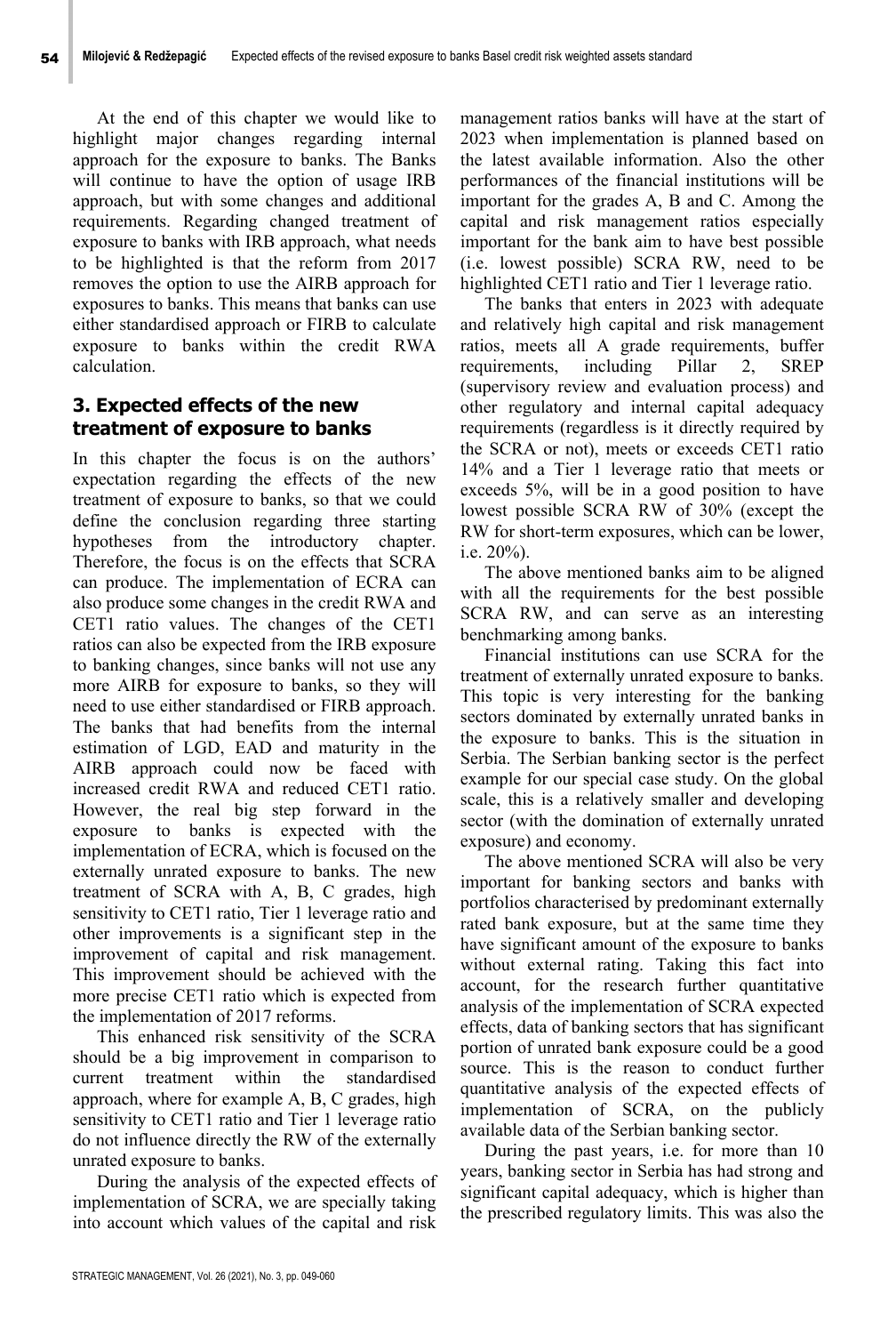At the end of this chapter we would like to highlight major changes regarding internal approach for the exposure to banks. The Banks will continue to have the option of usage IRB approach, but with some changes and additional requirements. Regarding changed treatment of exposure to banks with IRB approach, what needs to be highlighted is that the reform from 2017 removes the option to use the AIRB approach for exposures to banks. This means that banks can use either standardised approach or FIRB to calculate exposure to banks within the credit RWA calculation.

## 3. Expected effects of the new treatment of exposure to banks

In this chapter the focus is on the authors' expectation regarding the effects of the new treatment of exposure to banks, so that we could define the conclusion regarding three starting hypotheses from the introductory chapter. Therefore, the focus is on the effects that SCRA can produce. The implementation of ECRA can also produce some changes in the credit RWA and CET1 ratio values. The changes of the CET1 ratios can also be expected from the IRB exposure to banking changes, since banks will not use any more AIRB for exposure to banks, so they will need to use either standardised or FIRB approach. The banks that had benefits from the internal estimation of LGD, EAD and maturity in the AIRB approach could now be faced with increased credit RWA and reduced CET1 ratio. However, the real big step forward in the exposure to banks is expected with the implementation of ECRA, which is focused on the externally unrated exposure to banks. The new treatment of SCRA with A, B, C grades, high sensitivity to CET1 ratio, Tier 1 leverage ratio and other improvements is a significant step in the improvement of capital and risk management. This improvement should be achieved with the more precise CET1 ratio which is expected from the implementation of 2017 reforms.

This enhanced risk sensitivity of the SCRA should be a big improvement in comparison to current treatment within the standardised approach, where for example A, B, C grades, high sensitivity to CET1 ratio and Tier 1 leverage ratio do not influence directly the RW of the externally unrated exposure to banks.

During the analysis of the expected effects of implementation of SCRA, we are specially taking into account which values of the capital and risk management ratios banks will have at the start of 2023 when implementation is planned based on the latest available information. Also the other performances of the financial institutions will be important for the grades A, B and C. Among the capital and risk management ratios especially important for the bank aim to have best possible (i.e. lowest possible) SCRA RW, need to be highlighted CET1 ratio and Tier 1 leverage ratio.

The banks that enters in 2023 with adequate and relatively high capital and risk management ratios, meets all A grade requirements, buffer requirements, including Pillar 2, SREP (supervisory review and evaluation process) and other regulatory and internal capital adequacy requirements (regardless is it directly required by the SCRA or not), meets or exceeds CET1 ratio 14% and a Tier 1 leverage ratio that meets or exceeds 5%, will be in a good position to have lowest possible SCRA RW of 30% (except the RW for short-term exposures, which can be lower, i.e. 20%).

The above mentioned banks aim to be aligned with all the requirements for the best possible SCRA RW, and can serve as an interesting benchmarking among banks.

Financial institutions can use SCRA for the treatment of externally unrated exposure to banks. This topic is very interesting for the banking sectors dominated by externally unrated banks in the exposure to banks. This is the situation in Serbia. The Serbian banking sector is the perfect example for our special case study. On the global scale, this is a relatively smaller and developing sector (with the domination of externally unrated exposure) and economy.

The above mentioned SCRA will also be very important for banking sectors and banks with portfolios characterised by predominant externally rated bank exposure, but at the same time they have significant amount of the exposure to banks without external rating. Taking this fact into account, for the research further quantitative analysis of the implementation of SCRA expected effects, data of banking sectors that has significant portion of unrated bank exposure could be a good source. This is the reason to conduct further quantitative analysis of the expected effects of implementation of SCRA, on the publicly available data of the Serbian banking sector.

During the past years, i.e. for more than 10 years, banking sector in Serbia has had strong and significant capital adequacy, which is higher than the prescribed regulatory limits. This was also the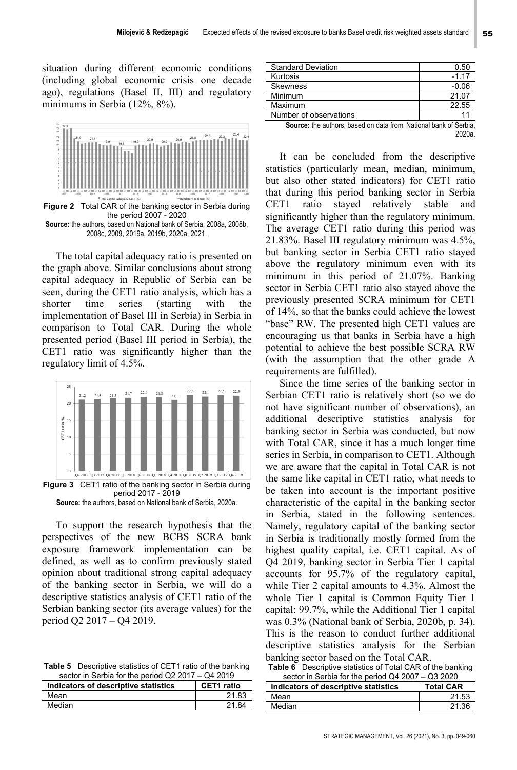situation during different economic conditions (including global economic crisis one decade ago), regulations (Basel II, III) and regulatory minimums in Serbia (12%, 8%).

**Figure 2** Total CAR of the banking sector in Serbia during the period 2007 - 2020

**Source:** the authors, based on National bank of Serbia, 2008a, 2008b, 2008c, 2009, 2019a, 2019b, 2020a, 2021.

The total capital adequacy ratio is presented on the graph above. Similar conclusions about strong capital adequacy in Republic of Serbia can be seen, during the CET1 ratio analysis, which has a shorter time series (starting with the implementation of Basel III in Serbia) in Serbia in comparison to Total CAR. During the whole presented period (Basel III period in Serbia), the CET1 ratio was significantly higher than the regulatory limit of 4.5%.

**Figure 3** CET1 ratio of the banking sector in Serbia during period 2017 - 2019

**Source:** the authors, based on National bank of Serbia, 2020a.

To support the research hypothesis that the perspectives of the new BCBS SCRA bank exposure framework implementation can be defined, as well as to confirm previously stated opinion about traditional strong capital adequacy of the banking sector in Serbia, we will do a descriptive statistics analysis of CET1 ratio of the Serbian banking sector (its average values) for the period Q2 2017 – Q4 2019.

**Table 5** Descriptive statistics of CET1 ratio of the banking sector in Serbia for the period Q2 2017 – Q4 2019

| Indicators of descriptive statistics | CET1 ratio |
|---|---|
| Mean | 21.83 |
| Median | 21.84 |
| Standard Deviation | 0.50 |
| Kurtosis | -1.17 |
| Skewness | -0.06 |
| Minimum | 21.07 |
| Maximum | 22.55 |
| Number of observations | 11 |

**Source:** the authors, based on data from National bank of Serbia, 2020a.

It can be concluded from the descriptive statistics (particularly mean, median, minimum, but also other stated indicators) for CET1 ratio that during this period banking sector in Serbia CET1 ratio stayed relatively stable and significantly higher than the regulatory minimum. The average CET1 ratio during this period was 21.83%. Basel III regulatory minimum was 4.5%, but banking sector in Serbia CET1 ratio stayed above the regulatory minimum even with its minimum in this period of 21.07%. Banking sector in Serbia CET1 ratio also stayed above the previously presented SCRA minimum for CET1 of 14%, so that the banks could achieve the lowest "base" RW. The presented high CET1 values are encouraging us that banks in Serbia have a high potential to achieve the best possible SCRA RW (with the assumption that the other grade A requirements are fulfilled).

Since the time series of the banking sector in Serbian CET1 ratio is relatively short (so we do not have significant number of observations), an additional descriptive statistics analysis for banking sector in Serbia was conducted, but now with Total CAR, since it has a much longer time series in Serbia, in comparison to CET1. Although we are aware that the capital in Total CAR is not the same like capital in CET1 ratio, what needs to be taken into account is the important positive characteristic of the capital in the banking sector in Serbia, stated in the following sentences. Namely, regulatory capital of the banking sector in Serbia is traditionally mostly formed from the highest quality capital, i.e. CET1 capital. As of Q4 2019, banking sector in Serbia Tier 1 capital accounts for 95.7% of the regulatory capital, while Tier 2 capital amounts to 4.3%. Almost the whole Tier 1 capital is Common Equity Tier 1 capital: 99.7%, while the Additional Tier 1 capital was 0.3% (National bank of Serbia, 2020b, p. 34). This is the reason to conduct further additional descriptive statistics analysis for the Serbian banking sector based on the Total CAR.

**Table 6** Descriptive statistics of Total CAR of the banking sector in Serbia for the period Q4 2007 – Q3 2020

| Indicators of descriptive statistics | Total CAR |
|---|---|
| Mean | 21.53 |
| Median | 21.36 |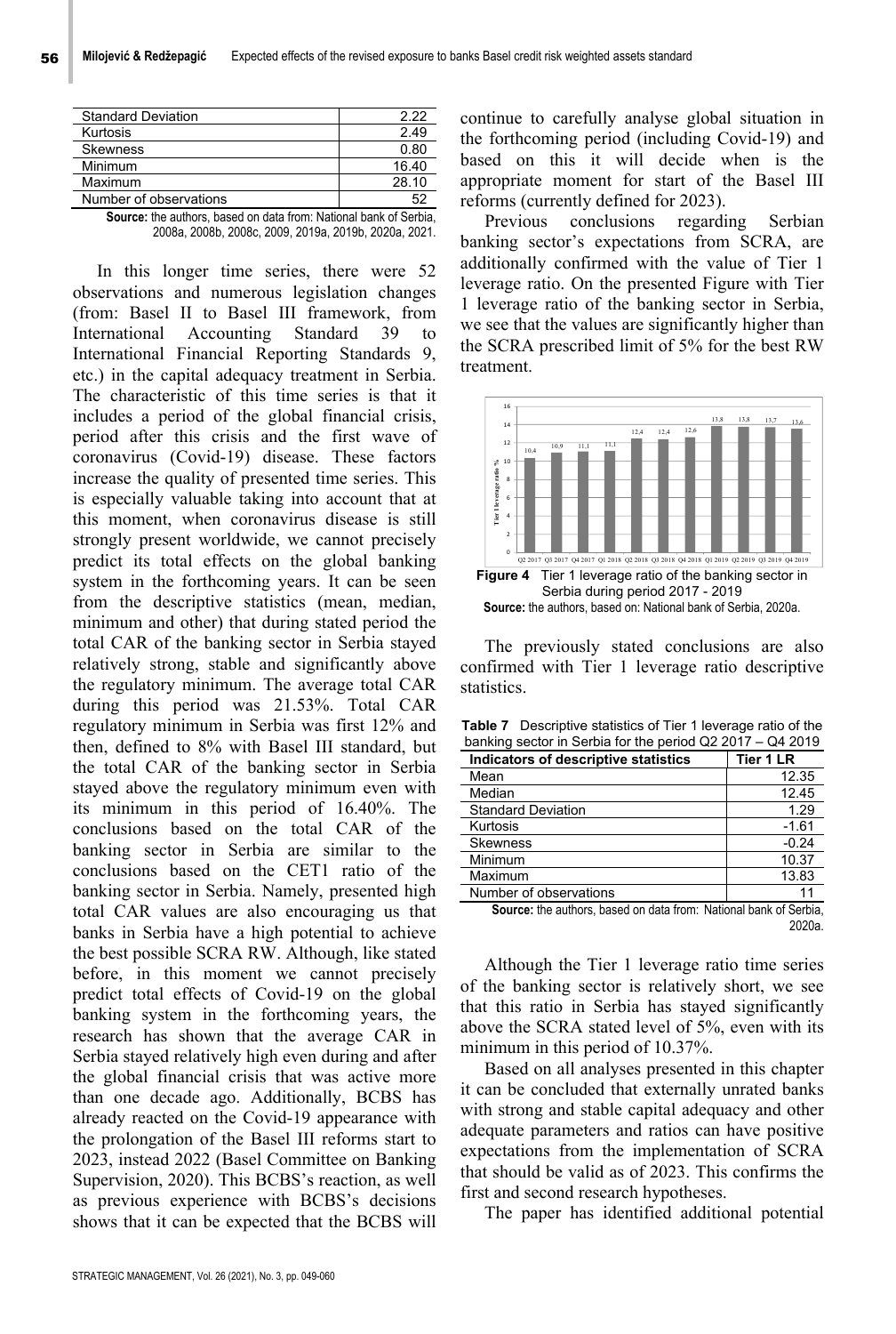| Standard Deviation | 2.22 |
|---|---|
| Kurtosis | 2.49 |
| Skewness | 0.80 |
| Minimum | 16.40 |
| Maximum | 28.10 |
| Number of observations | 52 |

**Source:** the authors, based on data from: National bank of Serbia, 2008a, 2008b, 2008c, 2009, 2019a, 2019b, 2020a, 2021.

In this longer time series, there were 52 observations and numerous legislation changes (from: Basel II to Basel III framework, from International Accounting Standard 39 to International Financial Reporting Standards 9, etc.) in the capital adequacy treatment in Serbia. The characteristic of this time series is that it includes a period of the global financial crisis, period after this crisis and the first wave of coronavirus (Covid-19) disease. These factors increase the quality of presented time series. This is especially valuable taking into account that at this moment, when coronavirus disease is still strongly present worldwide, we cannot precisely predict its total effects on the global banking system in the forthcoming years. It can be seen from the descriptive statistics (mean, median, minimum and other) that during stated period the total CAR of the banking sector in Serbia stayed relatively strong, stable and significantly above the regulatory minimum. The average total CAR during this period was 21.53%. Total CAR regulatory minimum in Serbia was first 12% and then, defined to 8% with Basel III standard, but the total CAR of the banking sector in Serbia stayed above the regulatory minimum even with its minimum in this period of 16.40%. The conclusions based on the total CAR of the banking sector in Serbia are similar to the conclusions based on the CET1 ratio of the banking sector in Serbia. Namely, presented high total CAR values are also encouraging us that banks in Serbia have a high potential to achieve the best possible SCRA RW. Although, like stated before, in this moment we cannot precisely predict total effects of Covid-19 on the global banking system in the forthcoming years, the research has shown that the average CAR in Serbia stayed relatively high even during and after the global financial crisis that was active more than one decade ago. Additionally, BCBS has already reacted on the Covid-19 appearance with the prolongation of the Basel III reforms start to 2023, instead 2022 (Basel Committee on Banking Supervision, 2020). This BCBS's reaction, as well as previous experience with BCBS's decisions shows that it can be expected that the BCBS will continue to carefully analyse global situation in the forthcoming period (including Covid-19) and based on this it will decide when is the appropriate moment for start of the Basel III reforms (currently defined for 2023).

Previous conclusions regarding Serbian banking sector's expectations from SCRA, are additionally confirmed with the value of Tier 1 leverage ratio. On the presented Figure with Tier 1 leverage ratio of the banking sector in Serbia, we see that the values are significantly higher than the SCRA prescribed limit of 5% for the best RW treatment.

**Figure 4** Tier 1 leverage ratio of the banking sector in Serbia during period 2017 - 2019

**Source:** the authors, based on: National bank of Serbia, 2020a.

The previously stated conclusions are also confirmed with Tier 1 leverage ratio descriptive statistics.

**Table 7** Descriptive statistics of Tier 1 leverage ratio of the banking sector in Serbia for the period Q2 2017 – Q4 2019

| Indicators of descriptive statistics | Tier 1 LR |
|---|---|
| Mean | 12.35 |
| Median | 12.45 |
| Standard Deviation | 1.29 |
| Kurtosis | -1.61 |
| Skewness | -0.24 |
| Minimum | 10.37 |
| Maximum | 13.83 |
| Number of observations | 11 |

**Source:** the authors, based on data from: National bank of Serbia, 2020a.

Although the Tier 1 leverage ratio time series of the banking sector is relatively short, we see that this ratio in Serbia has stayed significantly above the SCRA stated level of 5%, even with its minimum in this period of 10.37%.

Based on all analyses presented in this chapter it can be concluded that externally unrated banks with strong and stable capital adequacy and other adequate parameters and ratios can have positive expectations from the implementation of SCRA that should be valid as of 2023. This confirms the first and second research hypotheses.

The paper has identified additional potential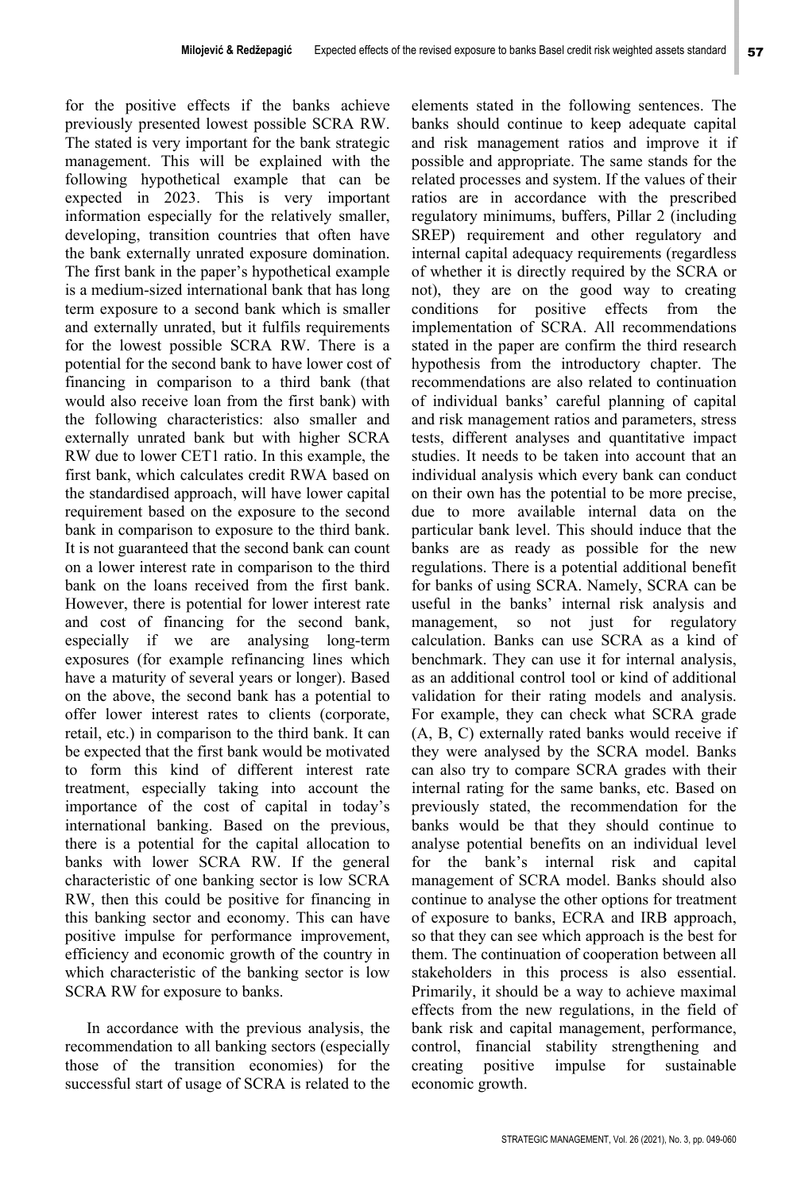for the positive effects if the banks achieve previously presented lowest possible SCRA RW. The stated is very important for the bank strategic management. This will be explained with the following hypothetical example that can be expected in 2023. This is very important information especially for the relatively smaller, developing, transition countries that often have the bank externally unrated exposure domination. The first bank in the paper's hypothetical example is a medium-sized international bank that has long term exposure to a second bank which is smaller and externally unrated, but it fulfils requirements for the lowest possible SCRA RW. There is a potential for the second bank to have lower cost of financing in comparison to a third bank (that would also receive loan from the first bank) with the following characteristics: also smaller and externally unrated bank but with higher SCRA RW due to lower CET1 ratio. In this example, the first bank, which calculates credit RWA based on the standardised approach, will have lower capital requirement based on the exposure to the second bank in comparison to exposure to the third bank. It is not guaranteed that the second bank can count on a lower interest rate in comparison to the third bank on the loans received from the first bank. However, there is potential for lower interest rate and cost of financing for the second bank, especially if we are analysing long-term exposures (for example refinancing lines which have a maturity of several years or longer). Based on the above, the second bank has a potential to offer lower interest rates to clients (corporate, retail, etc.) in comparison to the third bank. It can be expected that the first bank would be motivated to form this kind of different interest rate treatment, especially taking into account the importance of the cost of capital in today's international banking. Based on the previous, there is a potential for the capital allocation to banks with lower SCRA RW. If the general characteristic of one banking sector is low SCRA RW, then this could be positive for financing in this banking sector and economy. This can have positive impulse for performance improvement, efficiency and economic growth of the country in which characteristic of the banking sector is low SCRA RW for exposure to banks.

In accordance with the previous analysis, the recommendation to all banking sectors (especially those of the transition economies) for the successful start of usage of SCRA is related to the elements stated in the following sentences. The banks should continue to keep adequate capital and risk management ratios and improve it if possible and appropriate. The same stands for the related processes and system. If the values of their ratios are in accordance with the prescribed regulatory minimums, buffers, Pillar 2 (including SREP) requirement and other regulatory and internal capital adequacy requirements (regardless of whether it is directly required by the SCRA or not), they are on the good way to creating conditions for positive effects from the implementation of SCRA. All recommendations stated in the paper are confirm the third research hypothesis from the introductory chapter. The recommendations are also related to continuation of individual banks' careful planning of capital and risk management ratios and parameters, stress tests, different analyses and quantitative impact studies. It needs to be taken into account that an individual analysis which every bank can conduct on their own has the potential to be more precise, due to more available internal data on the particular bank level. This should induce that the banks are as ready as possible for the new regulations. There is a potential additional benefit for banks of using SCRA. Namely, SCRA can be useful in the banks' internal risk analysis and management, so not just for regulatory calculation. Banks can use SCRA as a kind of benchmark. They can use it for internal analysis, as an additional control tool or kind of additional validation for their rating models and analysis. For example, they can check what SCRA grade (A, B, C) externally rated banks would receive if they were analysed by the SCRA model. Banks can also try to compare SCRA grades with their internal rating for the same banks, etc. Based on previously stated, the recommendation for the banks would be that they should continue to analyse potential benefits on an individual level for the bank's internal risk and capital management of SCRA model. Banks should also continue to analyse the other options for treatment of exposure to banks, ECRA and IRB approach, so that they can see which approach is the best for them. The continuation of cooperation between all stakeholders in this process is also essential. Primarily, it should be a way to achieve maximal effects from the new regulations, in the field of bank risk and capital management, performance, control, financial stability strengthening and creating positive impulse for sustainable economic growth.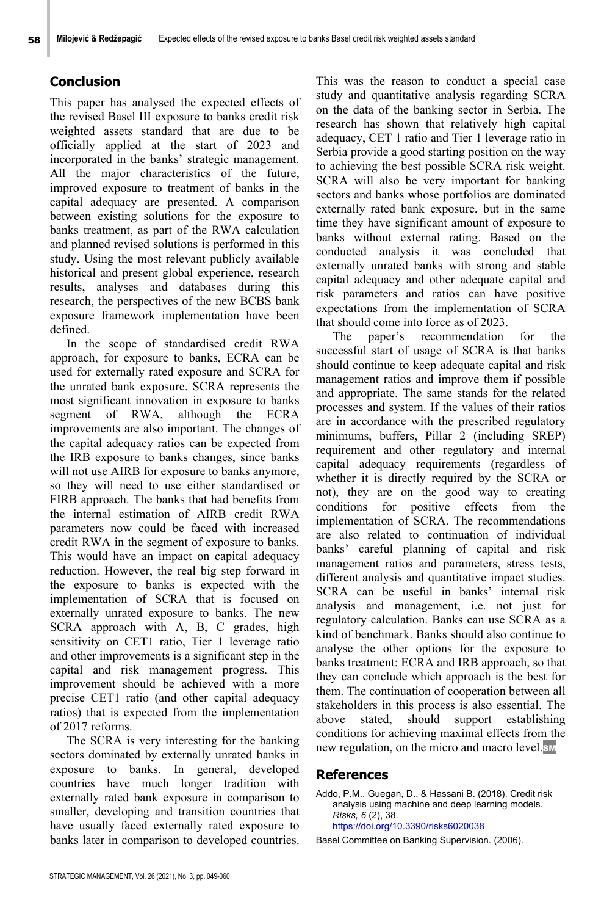## Conclusion

This paper has analysed the expected effects of the revised Basel III exposure to banks credit risk weighted assets standard that are due to be officially applied at the start of 2023 and incorporated in the banks' strategic management. All the major characteristics of the future, improved exposure to treatment of banks in the capital adequacy are presented. A comparison between existing solutions for the exposure to banks treatment, as part of the RWA calculation and planned revised solutions is performed in this study. Using the most relevant publicly available historical and present global experience, research results, analyses and databases during this research, the perspectives of the new BCBS bank exposure framework implementation have been defined.

In the scope of standardised credit RWA approach, for exposure to banks, ECRA can be used for externally rated exposure and SCRA for the unrated bank exposure. SCRA represents the most significant innovation in exposure to banks segment of RWA, although the ECRA improvements are also important. The changes of the capital adequacy ratios can be expected from the IRB exposure to banks changes, since banks will not use AIRB for exposure to banks anymore, so they will need to use either standardised or FIRB approach. The banks that had benefits from the internal estimation of AIRB credit RWA parameters now could be faced with increased credit RWA in the segment of exposure to banks. This would have an impact on capital adequacy reduction. However, the real big step forward in the exposure to banks is expected with the implementation of SCRA that is focused on externally unrated exposure to banks. The new SCRA approach with A, B, C grades, high sensitivity on CET1 ratio, Tier 1 leverage ratio and other improvements is a significant step in the capital and risk management progress. This improvement should be achieved with a more precise CET1 ratio (and other capital adequacy ratios) that is expected from the implementation of 2017 reforms.

The SCRA is very interesting for the banking sectors dominated by externally unrated banks in exposure to banks. In general, developed countries have much longer tradition with externally rated bank exposure in comparison to smaller, developing and transition countries that have usually faced externally rated exposure to banks later in comparison to developed countries. This was the reason to conduct a special case study and quantitative analysis regarding SCRA on the data of the banking sector in Serbia. The research has shown that relatively high capital adequacy, CET 1 ratio and Tier 1 leverage ratio in Serbia provide a good starting position on the way to achieving the best possible SCRA risk weight. SCRA will also be very important for banking sectors and banks whose portfolios are dominated externally rated bank exposure, but in the same time they have significant amount of exposure to banks without external rating. Based on the conducted analysis it was concluded that externally unrated banks with strong and stable capital adequacy and other adequate capital and risk parameters and ratios can have positive expectations from the implementation of SCRA that should come into force as of 2023.

The paper's recommendation for the successful start of usage of SCRA is that banks should continue to keep adequate capital and risk management ratios and improve them if possible and appropriate. The same stands for the related processes and system. If the values of their ratios are in accordance with the prescribed regulatory minimums, buffers, Pillar 2 (including SREP) requirement and other regulatory and internal capital adequacy requirements (regardless of whether it is directly required by the SCRA or not), they are on the good way to creating conditions for positive effects from the implementation of SCRA. The recommendations are also related to continuation of individual banks' careful planning of capital and risk management ratios and parameters, stress tests, different analysis and quantitative impact studies. SCRA can be useful in banks' internal risk analysis and management, i.e. not just for regulatory calculation. Banks can use SCRA as a kind of benchmark. Banks should also continue to analyse the other options for the exposure to banks treatment: ECRA and IRB approach, so that they can conclude which approach is the best for them. The continuation of cooperation between all stakeholders in this process is also essential. The above stated, should support establishing conditions for achieving maximal effects from the new regulation, on the micro and macro level.

## References

Addo, P.M., Guegan, D., & Hassani B. (2018). Credit risk analysis using machine and deep learning models. *Risks, 6* (2), 38. https://doi.org/10.3390/risks6020038

Basel Committee on Banking Supervision. (2006).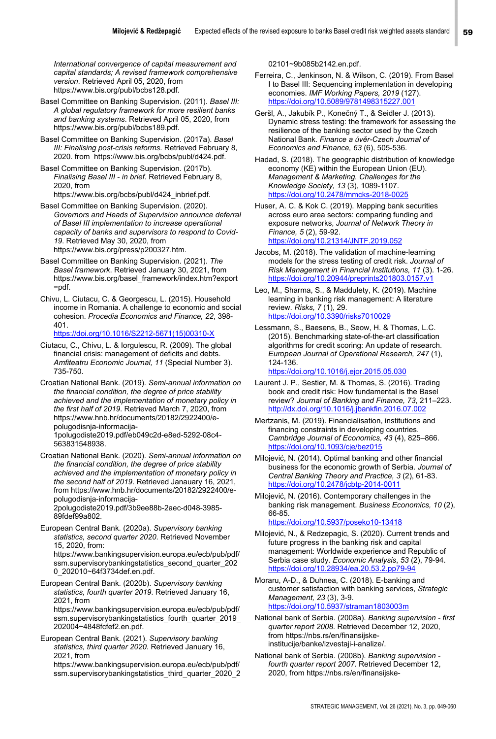*International convergence of capital measurement and capital standards; A revised framework comprehensive version*. Retrieved April 05, 2020, from https://www.bis.org/publ/bcbs128.pdf.

Basel Committee on Banking Supervision. (2011). *Basel III: A global regulatory framework for more resilient banks and banking systems*. Retrieved April 05, 2020, from https://www.bis.org/publ/bcbs189.pdf.

Basel Committee on Banking Supervision. (2017a). *Basel III: Finalising post-crisis reforms*. Retrieved February 8, 2020. from https://www.bis.org/bcbs/publ/d424.pdf.

Basel Committee on Banking Supervision. (2017b). *Finalising Basel III - in brief*. Retrieved February 8, 2020, from https://www.bis.org/bcbs/publ/d424_inbrief.pdf.

Basel Committee on Banking Supervision. (2020). *Governors and Heads of Supervision announce deferral of Basel III implementation to increase operational capacity of banks and supervisors to respond to Covid-19*. Retrieved May 30, 2020, from https://www.bis.org/press/p200327.htm.

Basel Committee on Banking Supervision. (2021). *The Basel framework*. Retrieved January 30, 2021, from https://www.bis.org/basel_framework/index.htm?export=pdf.

Chivu, L. Ciutacu, C. & Georgescu, L. (2015). Household income in Romania. A challenge to economic and social cohesion. *Procedia Economics and Finance, 22*, 398-401. https://doi.org/10.1016/S2212-5671(15)00310-X

Ciutacu, C., Chivu, L. & Iorgulescu, R. (2009). The global financial crisis: management of deficits and debts. *Amfiteatru Economic Journal, 11* (Special Number 3). 735-750.

Croatian National Bank. (2019). *Semi-annual information on the financial condition, the degree of price stability achieved and the implementation of monetary policy in the first half of 2019*. Retrieved March 7, 2020, from https://www.hnb.hr/documents/20182/2922400/e-polugodisnja-informacija-1polugodiste2019.pdf/eb049c2d-e8ed-5292-08c4-563831548938.

Croatian National Bank. (2020). *Semi-annual information on the financial condition, the degree of price stability achieved and the implementation of monetary policy in the second half of 2019*. Retrieved Janauary 16, 2021, from https://www.hnb.hr/documents/20182/2922400/e-polugodisnja-informacija-2polugodiste2019.pdf/3b9ee88b-2aec-d048-3985-89fdef99a802.

European Central Bank. (2020a). *Supervisory banking statistics, second quarter 2020*. Retrieved November 15, 2020, from: https://www.bankingsupervision.europa.eu/ecb/pub/pdf/ssm.supervisorybankingstatistics_second_quarter_2020_202010~64f3734def.en.pdf.

European Central Bank. (2020b). *Supervisory banking statistics, fourth quarter 2019*. Retrieved January 16, 2021, from https://www.bankingsupervision.europa.eu/ecb/pub/pdf/ssm.supervisorybankingstatistics_fourth_quarter_2019_202004~4848fcfef2.en.pdf.

European Central Bank. (2021). *Supervisory banking statistics, third quarter 2020*. Retrieved January 16, 2021, from https://www.bankingsupervision.europa.eu/ecb/pub/pdf/ssm.supervisorybankingstatistics_third_quarter_2020_202101~9b085b2142.en.pdf.

Ferreira, C., Jenkinson, N. & Wilson, C. (2019). From Basel I to Basel III: Sequencing implementation in developing economies. *IMF Working Papers, 2019* (127). https://doi.org/10.5089/9781498315227.001

Geršl, A., Jakubík P., Konečný T., & Seidler J. (2013). Dynamic stress testing: the framework for assessing the resilience of the banking sector used by the Czech National Bank. *Finance a úvěr-Czech Journal of Economics and Finance, 63* (6), 505-536.

Hadad, S. (2018). The geographic distribution of knowledge economy (KE) within the European Union (EU). *Management & Marketing. Challenges for the Knowledge Society, 13* (3), 1089-1107. https://doi.org/10.2478/mmcks-2018-0025

Huser, A. C. & Kok C. (2019). Mapping bank securities across euro area sectors: comparing funding and exposure networks, *Journal of Network Theory in Finance, 5* (2), 59-92. https://doi.org/10.21314/JNTF.2019.052

Jacobs, M. (2018). The validation of machine-learning models for the stress testing of credit risk. *Journal of Risk Management in Financial Institutions, 11* (3). 1-26. https://doi.org/10.20944/preprints201803.0157.v1

Leo, M., Sharma, S., & Maddulety, K. (2019). Machine learning in banking risk management: A literature review. *Risks, 7* (1), 29. https://doi.org/10.3390/risks7010029

Lessmann, S., Baesens, B., Seow, H. & Thomas, L.C. (2015). Benchmarking state-of-the-art classification algorithms for credit scoring: An update of research. *European Journal of Operational Research, 247* (1), 124-136. https://doi.org/10.1016/j.ejor.2015.05.030

Laurent J. P., Sestier, M. & Thomas, S. (2016). Trading book and credit risk: How fundamental is the Basel review? *Journal of Banking and Finance, 73*, 211–223. http://dx.doi.org/10.1016/j.jbankfin.2016.07.002

Mertzanis, M. (2019). Financialisation, institutions and financing constraints in developing countries. *Cambridge Journal of Economics, 43* (4), 825–866. https://doi.org/10.1093/cje/bez015

Milojević, N. (2014). Optimal banking and other financial business for the economic growth of Serbia. *Journal of Central Banking Theory and Practice, 3* (2), 61-83. https://doi.org/10.2478/jcbtp-2014-0011

Milojević, N. (2016). Contemporary challenges in the banking risk management. *Business Economics, 10* (2), 66-85. https://doi.org/10.5937/poseko10-13418

Milojević, N., & Redzepagic, S. (2020). Current trends and future progress in the banking risk and capital management: Worldwide experience and Republic of Serbia case study. *Economic Analysis*, *53* (2), 79-94. https://doi.org/10.28934/ea.20.53.2.pp79-94

Moraru, A-D., & Duhnea, C. (2018). E-banking and customer satisfaction with banking services, *Strategic Management, 23* (3), 3-9. https://doi.org/10.5937/straman1803003m

National bank of Serbia. (2008a). *Banking supervision - first quarter report 2008*. Retrieved December 12, 2020, from https://nbs.rs/en/finansijske-institucije/banke/izvestaji-i-analize/.

National bank of Serbia. (2008b). *Banking supervision - fourth quarter report 2007*. Retrieved December 12, 2020, from https://nbs.rs/en/finansijske-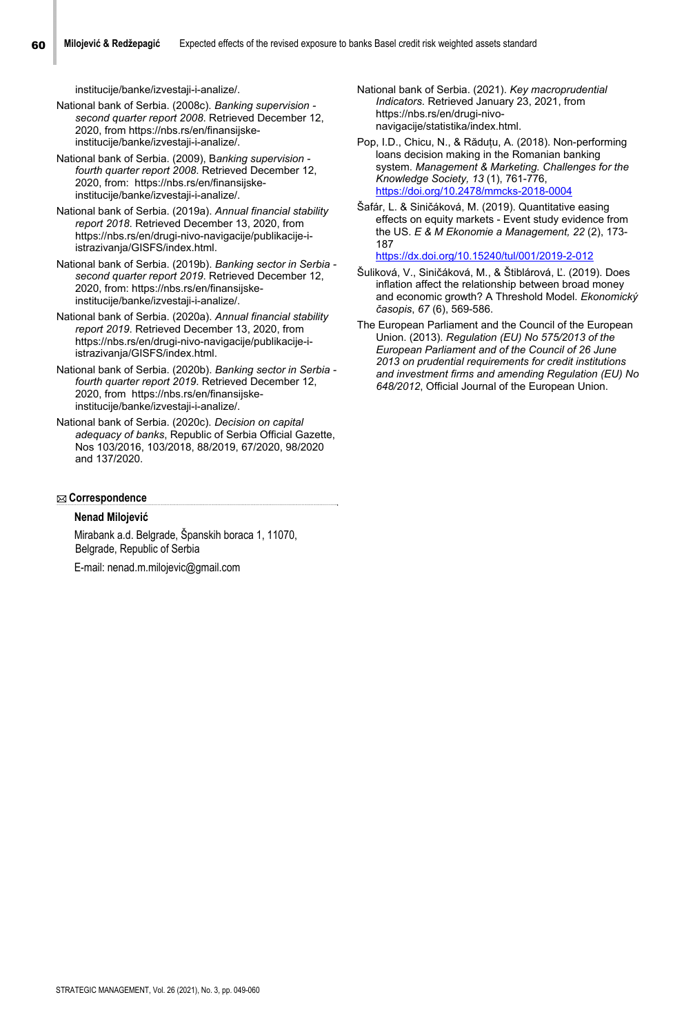institucije/banke/izvestaji-i-analize/.

National bank of Serbia. (2008c). *Banking supervision - second quarter report 2008*. Retrieved December 12, 2020, from https://nbs.rs/en/finansijske-institucije/banke/izvestaji-i-analize/.

National bank of Serbia. (2009), B*anking supervision - fourth quarter report 2008*. Retrieved December 12, 2020, from: https://nbs.rs/en/finansijske-institucije/banke/izvestaji-i-analize/.

National bank of Serbia. (2019a). *Annual financial stability report 2018*. Retrieved December 13, 2020, from https://nbs.rs/en/drugi-nivo-navigacije/publikacije-i-istrazivanja/GISFS/index.html.

National bank of Serbia. (2019b). *Banking sector in Serbia - second quarter report 2019*. Retrieved December 12, 2020, from: https://nbs.rs/en/finansijske-institucije/banke/izvestaji-i-analize/.

National bank of Serbia. (2020a). *Annual financial stability report 2019*. Retrieved December 13, 2020, from https://nbs.rs/en/drugi-nivo-navigacije/publikacije-i-istrazivanja/GISFS/index.html.

National bank of Serbia. (2020b). *Banking sector in Serbia - fourth quarter report 2019*. Retrieved December 12, 2020, from https://nbs.rs/en/finansijske-institucije/banke/izvestaji-i-analize/.

National bank of Serbia. (2020c). *Decision on capital adequacy of banks*, Republic of Serbia Official Gazette, Nos 103/2016, 103/2018, 88/2019, 67/2020, 98/2020 and 137/2020.

National bank of Serbia. (2021). *Key macroprudential Indicators*. Retrieved January 23, 2021, from https://nbs.rs/en/drugi-nivo-navigacije/statistika/index.html.

Pop, I.D., Chicu, N., & Răduţu, A. (2018). Non-performing loans decision making in the Romanian banking system. *Management & Marketing. Challenges for the Knowledge Society, 13* (1), 761-776, https://doi.org/10.2478/mmcks-2018-0004

Šafár, L. & Siničáková, M. (2019). Quantitative easing effects on equity markets - Event study evidence from the US. *E & M Ekonomie a Management, 22* (2), 173-187 https://dx.doi.org/10.15240/tul/001/2019-2-012

Šuliková, V., Siničáková, M., & Štiblárová, Ľ. (2019). Does inflation affect the relationship between broad money and economic growth? A Threshold Model. *Ekonomický časopis*, *67* (6), 569-586.

The European Parliament and the Council of the European Union. (2013). *Regulation (EU) No 575/2013 of the European Parliament and of the Council of 26 June 2013 on prudential requirements for credit institutions and investment firms and amending Regulation (EU) No 648/2012*, Official Journal of the European Union.

## ✉ Correspondence

**Nenad Milojević**

Mirabank a.d. Belgrade, Španskih boraca 1, 11070, Belgrade, Republic of Serbia

E-mail: nenad.m.milojevic@gmail.com